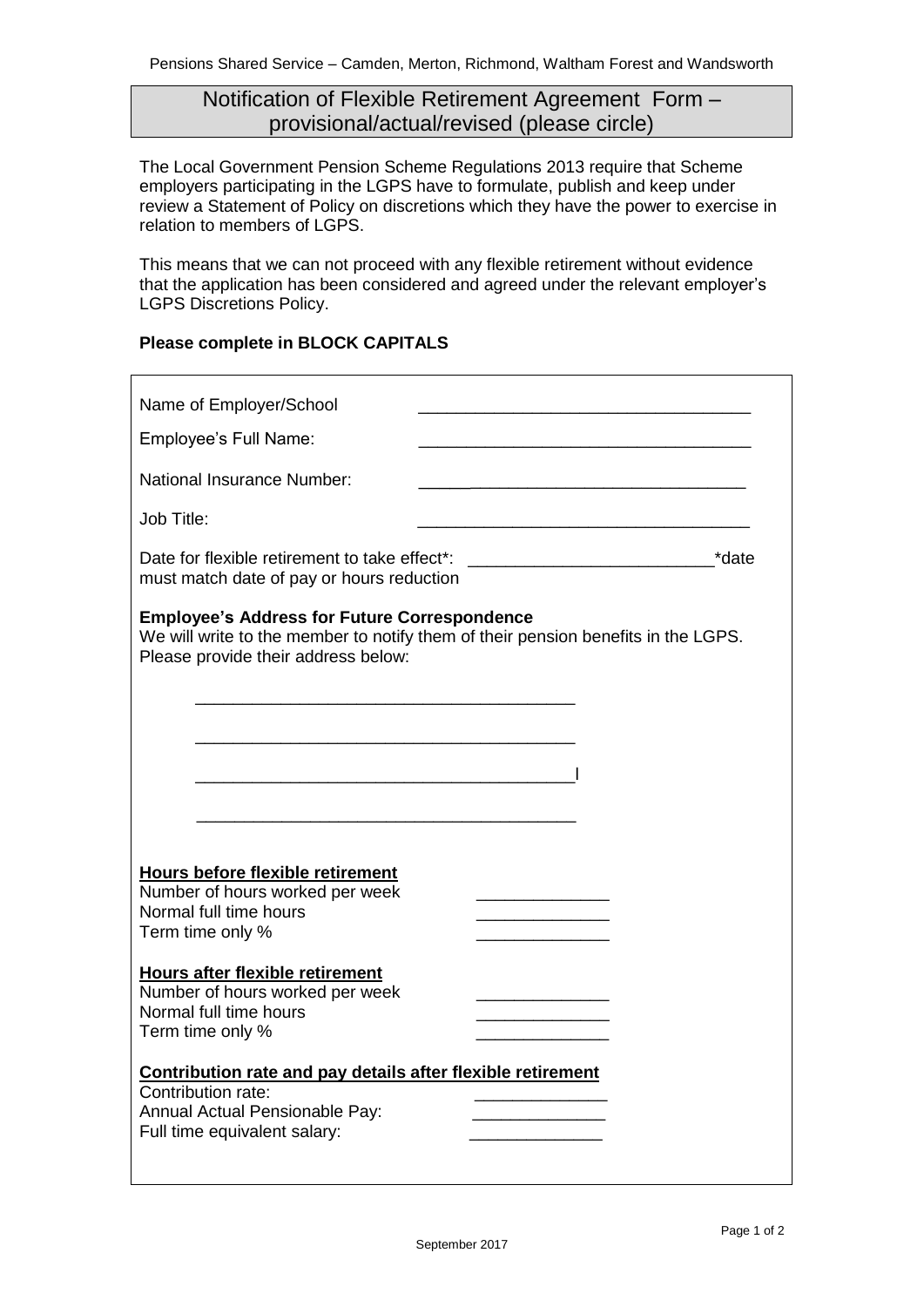Pensions Shared Service – Camden, Merton, Richmond, Waltham Forest and Wandsworth

# Notification of Flexible Retirement Agreement Form – provisional/actual/revised (please circle)

The Local Government Pension Scheme Regulations 2013 require that Scheme employers participating in the LGPS have to formulate, publish and keep under review a Statement of Policy on discretions which they have the power to exercise in relation to members of LGPS.

This means that we can not proceed with any flexible retirement without evidence that the application has been considered and agreed under the relevant employer's LGPS Discretions Policy.

**Please complete in BLOCK CAPITALS**

Name of Employer/School ____________________________________

Employee's Full Name: ____________________________________

National Insurance Number: ____________________________________

Job Title: ____________________________________

Date for flexible retirement to take effect*: __________________________*date must match date of pay or hours reduction

**Employee's Address for Future Correspondence**
We will write to the member to notify them of their pension benefits in the LGPS. Please provide their address below:

________________________________________

________________________________________

________________________________________

________________________________________

**Hours before flexible retirement**
Number of hours worked per week ______________
Normal full time hours ______________
Term time only % ______________

**Hours after flexible retirement**
Number of hours worked per week ______________
Normal full time hours ______________
Term time only % ______________

**Contribution rate and pay details after flexible retirement**
Contribution rate: ______________
Annual Actual Pensionable Pay: ______________
Full time equivalent salary: ______________

September 2017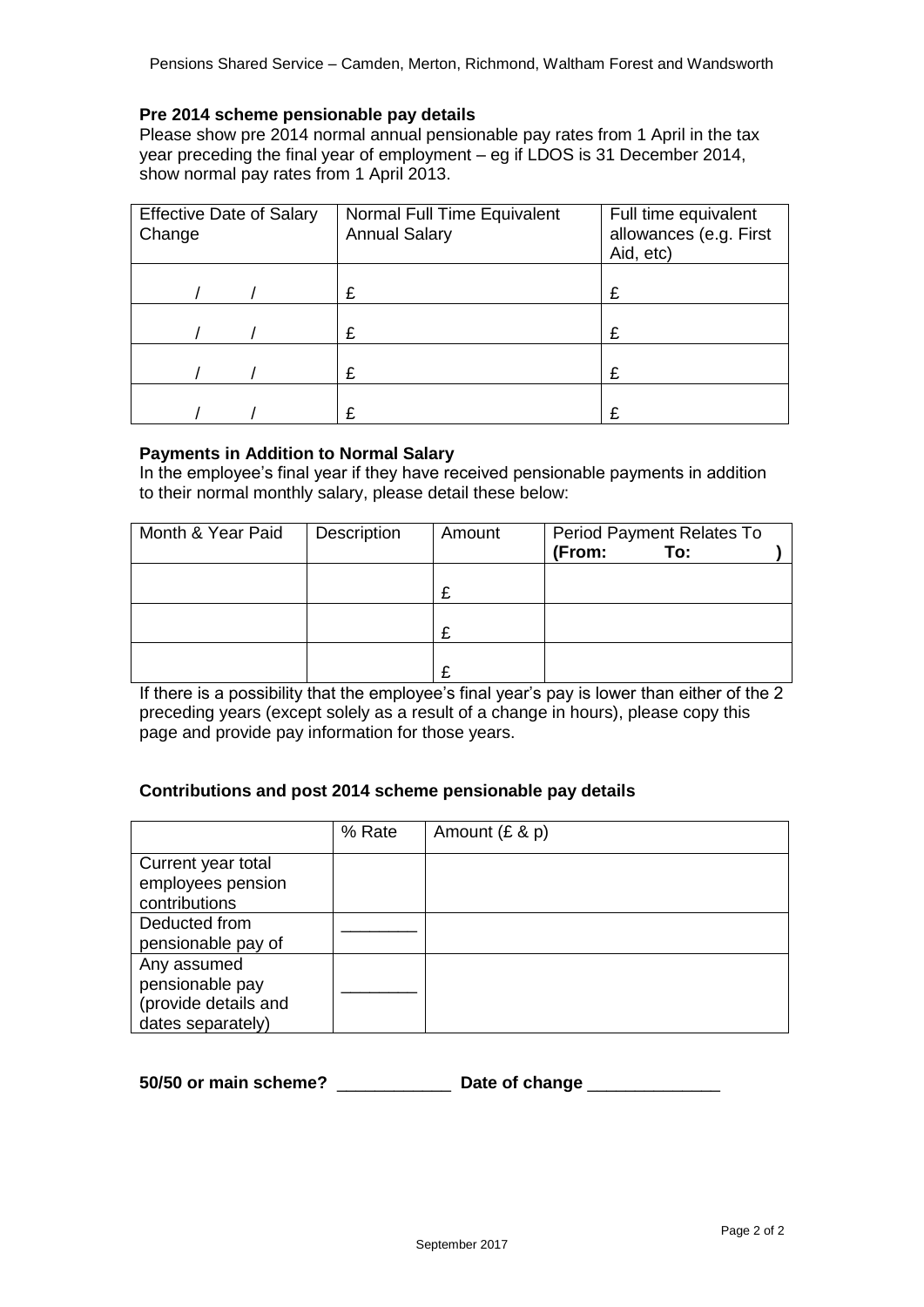### Pre 2014 scheme pensionable pay details

Please show pre 2014 normal annual pensionable pay rates from 1 April in the tax year preceding the final year of employment – eg if LDOS is 31 December 2014, show normal pay rates from 1 April 2013.

| Effective Date of Salary Change | Normal Full Time Equivalent Annual Salary | Full time equivalent allowances (e.g. First Aid, etc) |
|---|---|---|
| / / | £ | £ |
| / / | £ | £ |
| / / | £ | £ |
| / / | £ | £ |

### Payments in Addition to Normal Salary

In the employee's final year if they have received pensionable payments in addition to their normal monthly salary, please detail these below:

| Month & Year Paid | Description | Amount | Period Payment Relates To **(From: To: )** |
|---|---|---|---|
| | | £ | |
| | | £ | |
| | | £ | |

If there is a possibility that the employee's final year's pay is lower than either of the 2 preceding years (except solely as a result of a change in hours), please copy this page and provide pay information for those years.

### Contributions and post 2014 scheme pensionable pay details

| | % Rate | Amount (£ & p) |
|---|---|---|
| Current year total employees pension contributions | | |
| Deducted from pensionable pay of | ________ | |
| Any assumed pensionable pay (provide details and dates separately) | ________ | |

**50/50 or main scheme?** ____________ **Date of change** ______________

September 2017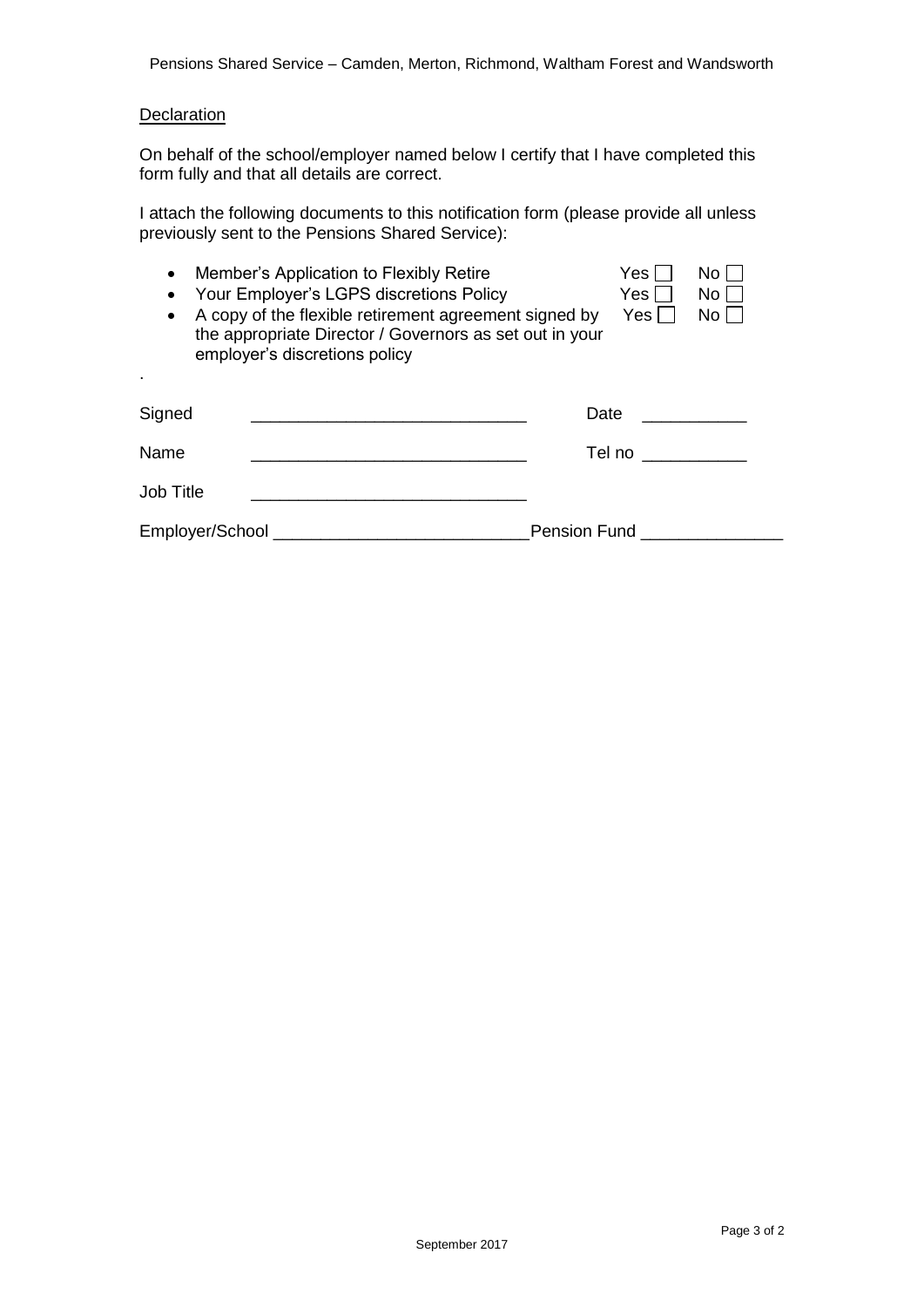## Declaration

On behalf of the school/employer named below I certify that I have completed this form fully and that all details are correct.

I attach the following documents to this notification form (please provide all unless previously sent to the Pensions Shared Service):

- Member's Application to Flexibly Retire — Yes ☐ No ☐
- Your Employer's LGPS discretions Policy — Yes ☐ No ☐
- A copy of the flexible retirement agreement signed by the appropriate Director / Governors as set out in your employer's discretions policy — Yes ☐ No ☐

.

Signed ____________________________ Date ___________

Name ____________________________ Tel no ___________

Job Title ____________________________

Employer/School ___________________________ Pension Fund _______________

September 2017